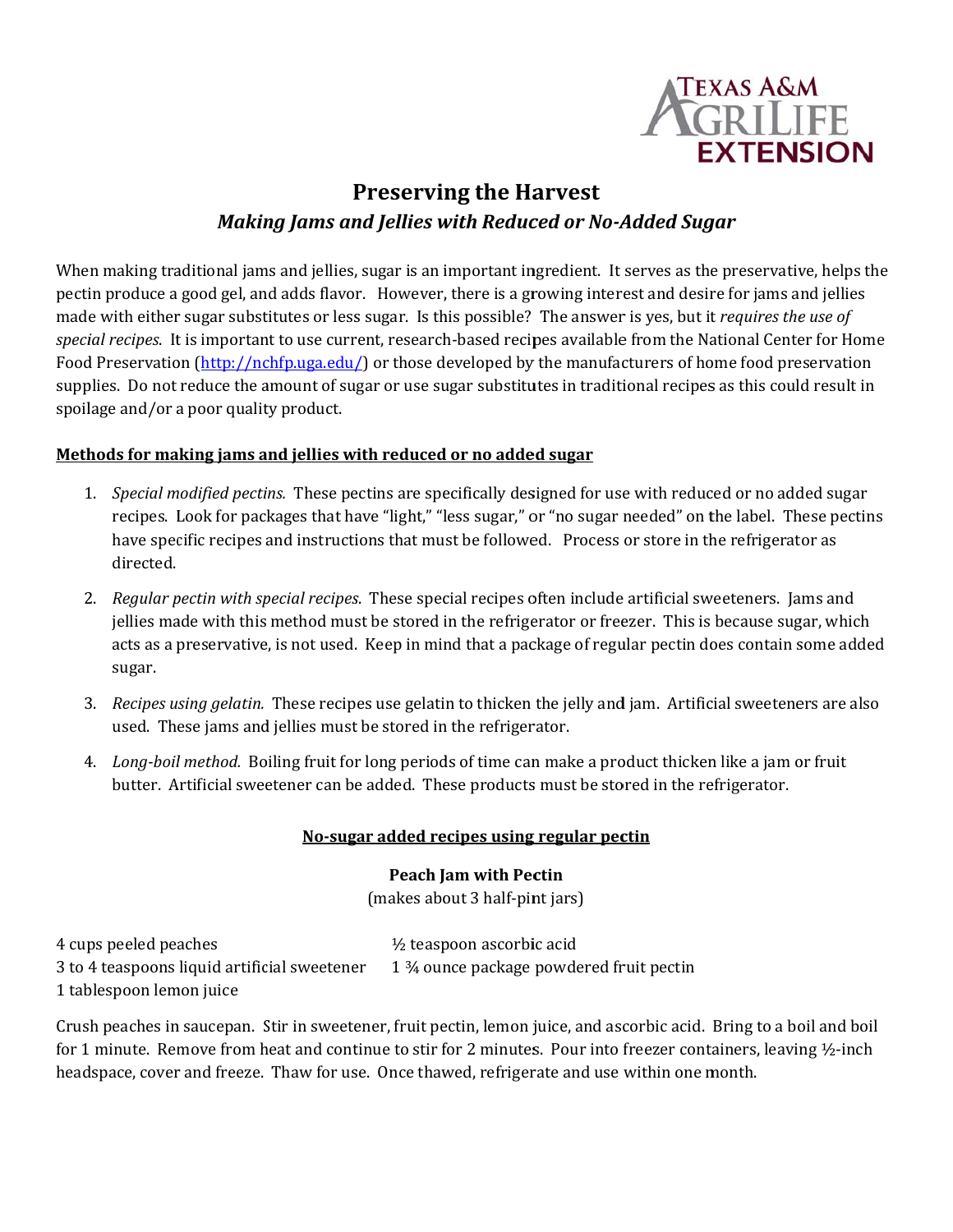# Preserving the Harvest

## *Making Jams and Jellies with Reduced or No-Added Sugar*

When making traditional jams and jellies, sugar is an important ingredient. It serves as the preservative, helps the pectin produce a good gel, and adds flavor. However, there is a growing interest and desire for jams and jellies made with either sugar substitutes or less sugar. Is this possible? The answer is yes, but it *requires the use of special recipes*. It is important to use current, research-based recipes available from the National Center for Home Food Preservation ([http://nchfp.uga.edu/](http://nchfp.uga.edu/)) or those developed by the manufacturers of home food preservation supplies. Do not reduce the amount of sugar or use sugar substitutes in traditional recipes as this could result in spoilage and/or a poor quality product.

### Methods for making jams and jellies with reduced or no added sugar

1. *Special modified pectins.* These pectins are specifically designed for use with reduced or no added sugar recipes. Look for packages that have "light," "less sugar," or "no sugar needed" on the label. These pectins have specific recipes and instructions that must be followed. Process or store in the refrigerator as directed.
2. *Regular pectin with special recipes*. These special recipes often include artificial sweeteners. Jams and jellies made with this method must be stored in the refrigerator or freezer. This is because sugar, which acts as a preservative, is not used. Keep in mind that a package of regular pectin does contain some added sugar.
3. *Recipes using gelatin.* These recipes use gelatin to thicken the jelly and jam. Artificial sweeteners are also used. These jams and jellies must be stored in the refrigerator.
4. *Long-boil method.* Boiling fruit for long periods of time can make a product thicken like a jam or fruit butter. Artificial sweetener can be added. These products must be stored in the refrigerator.

### No-sugar added recipes using regular pectin

**Peach Jam with Pectin**

(makes about 3 half-pint jars)

- 4 cups peeled peaches
- 3 to 4 teaspoons liquid artificial sweetener
- 1 tablespoon lemon juice
- ½ teaspoon ascorbic acid
- 1 ¾ ounce package powdered fruit pectin

Crush peaches in saucepan. Stir in sweetener, fruit pectin, lemon juice, and ascorbic acid. Bring to a boil and boil for 1 minute. Remove from heat and continue to stir for 2 minutes. Pour into freezer containers, leaving ½-inch headspace, cover and freeze. Thaw for use. Once thawed, refrigerate and use within one month.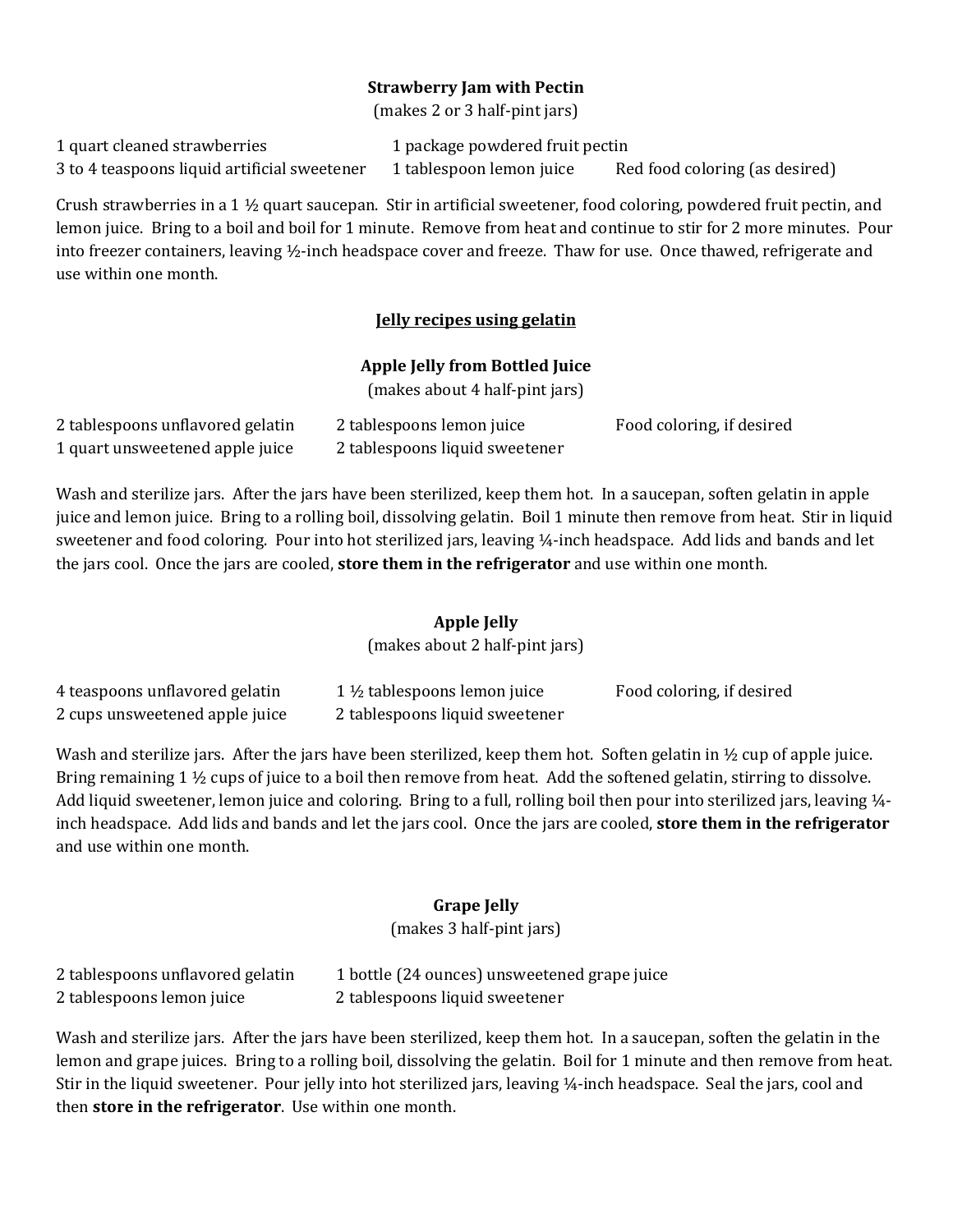**Strawberry Jam with Pectin**
(makes 2 or 3 half-pint jars)

1 quart cleaned strawberries
3 to 4 teaspoons liquid artificial sweetener
1 package powdered fruit pectin
1 tablespoon lemon juice
Red food coloring (as desired)

Crush strawberries in a 1 ½ quart saucepan. Stir in artificial sweetener, food coloring, powdered fruit pectin, and lemon juice. Bring to a boil and boil for 1 minute. Remove from heat and continue to stir for 2 more minutes. Pour into freezer containers, leaving ½-inch headspace cover and freeze. Thaw for use. Once thawed, refrigerate and use within one month.

## Jelly recipes using gelatin

**Apple Jelly from Bottled Juice**
(makes about 4 half-pint jars)

2 tablespoons unflavored gelatin
1 quart unsweetened apple juice
2 tablespoons lemon juice
2 tablespoons liquid sweetener
Food coloring, if desired

Wash and sterilize jars. After the jars have been sterilized, keep them hot. In a saucepan, soften gelatin in apple juice and lemon juice. Bring to a rolling boil, dissolving gelatin. Boil 1 minute then remove from heat. Stir in liquid sweetener and food coloring. Pour into hot sterilized jars, leaving ¼-inch headspace. Add lids and bands and let the jars cool. Once the jars are cooled, **store them in the refrigerator** and use within one month.

**Apple Jelly**
(makes about 2 half-pint jars)

4 teaspoons unflavored gelatin
2 cups unsweetened apple juice
1 ½ tablespoons lemon juice
2 tablespoons liquid sweetener
Food coloring, if desired

Wash and sterilize jars. After the jars have been sterilized, keep them hot. Soften gelatin in ½ cup of apple juice. Bring remaining 1 ½ cups of juice to a boil then remove from heat. Add the softened gelatin, stirring to dissolve. Add liquid sweetener, lemon juice and coloring. Bring to a full, rolling boil then pour into sterilized jars, leaving ¼-inch headspace. Add lids and bands and let the jars cool. Once the jars are cooled, **store them in the refrigerator** and use within one month.

**Grape Jelly**
(makes 3 half-pint jars)

2 tablespoons unflavored gelatin
2 tablespoons lemon juice
1 bottle (24 ounces) unsweetened grape juice
2 tablespoons liquid sweetener

Wash and sterilize jars. After the jars have been sterilized, keep them hot. In a saucepan, soften the gelatin in the lemon and grape juices. Bring to a rolling boil, dissolving the gelatin. Boil for 1 minute and then remove from heat. Stir in the liquid sweetener. Pour jelly into hot sterilized jars, leaving ¼-inch headspace. Seal the jars, cool and then **store in the refrigerator**. Use within one month.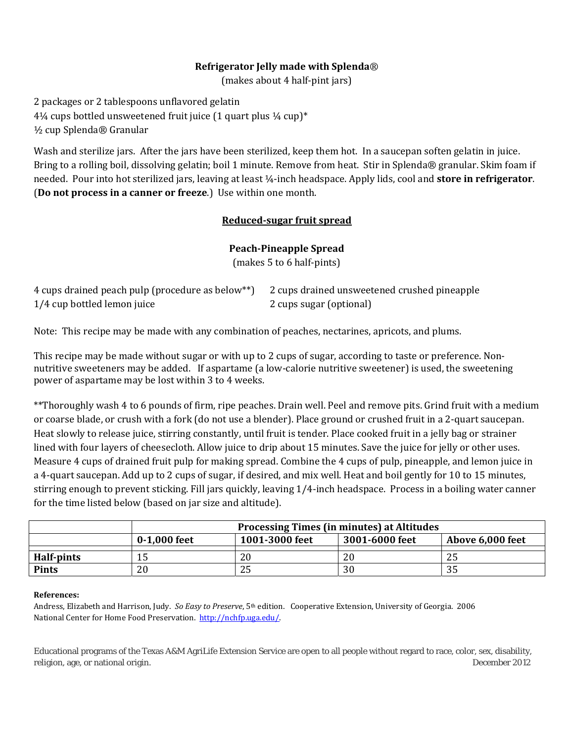### Refrigerator Jelly made with Splenda®

(makes about 4 half-pint jars)

2 packages or 2 tablespoons unflavored gelatin
4¼ cups bottled unsweetened fruit juice (1 quart plus ¼ cup)*
½ cup Splenda® Granular

Wash and sterilize jars. After the jars have been sterilized, keep them hot. In a saucepan soften gelatin in juice. Bring to a rolling boil, dissolving gelatin; boil 1 minute. Remove from heat. Stir in Splenda® granular. Skim foam if needed. Pour into hot sterilized jars, leaving at least ¼-inch headspace. Apply lids, cool and **store in refrigerator**. (**Do not process in a canner or freeze**.) Use within one month.

## Reduced-sugar fruit spread

### Peach-Pineapple Spread

(makes 5 to 6 half-pints)

4 cups drained peach pulp (procedure as below**)
1/4 cup bottled lemon juice
2 cups drained unsweetened crushed pineapple
2 cups sugar (optional)

Note: This recipe may be made with any combination of peaches, nectarines, apricots, and plums.

This recipe may be made without sugar or with up to 2 cups of sugar, according to taste or preference. Non-nutritive sweeteners may be added. If aspartame (a low-calorie nutritive sweetener) is used, the sweetening power of aspartame may be lost within 3 to 4 weeks.

**Thoroughly wash 4 to 6 pounds of firm, ripe peaches. Drain well. Peel and remove pits. Grind fruit with a medium or coarse blade, or crush with a fork (do not use a blender). Place ground or crushed fruit in a 2-quart saucepan. Heat slowly to release juice, stirring constantly, until fruit is tender. Place cooked fruit in a jelly bag or strainer lined with four layers of cheesecloth. Allow juice to drip about 15 minutes. Save the juice for jelly or other uses. Measure 4 cups of drained fruit pulp for making spread. Combine the 4 cups of pulp, pineapple, and lemon juice in a 4-quart saucepan. Add up to 2 cups of sugar, if desired, and mix well. Heat and boil gently for 10 to 15 minutes, stirring enough to prevent sticking. Fill jars quickly, leaving 1/4-inch headspace. Process in a boiling water canner for the time listed below (based on jar size and altitude).

| | Processing Times (in minutes) at Altitudes | | | |
|---|---|---|---|---|
| | **0-1,000 feet** | **1001-3000 feet** | **3001-6000 feet** | **Above 6,000 feet** |
| **Half-pints** | 15 | 20 | 20 | 25 |
| **Pints** | 20 | 25 | 30 | 35 |

**References:**

Andress, Elizabeth and Harrison, Judy. *So Easy to Preserve*, 5th edition. Cooperative Extension, University of Georgia. 2006

National Center for Home Food Preservation. http://nchfp.uga.edu/.

Educational programs of the Texas A&M AgriLife Extension Service are open to all people without regard to race, color, sex, disability, religion, age, or national origin. December 2012